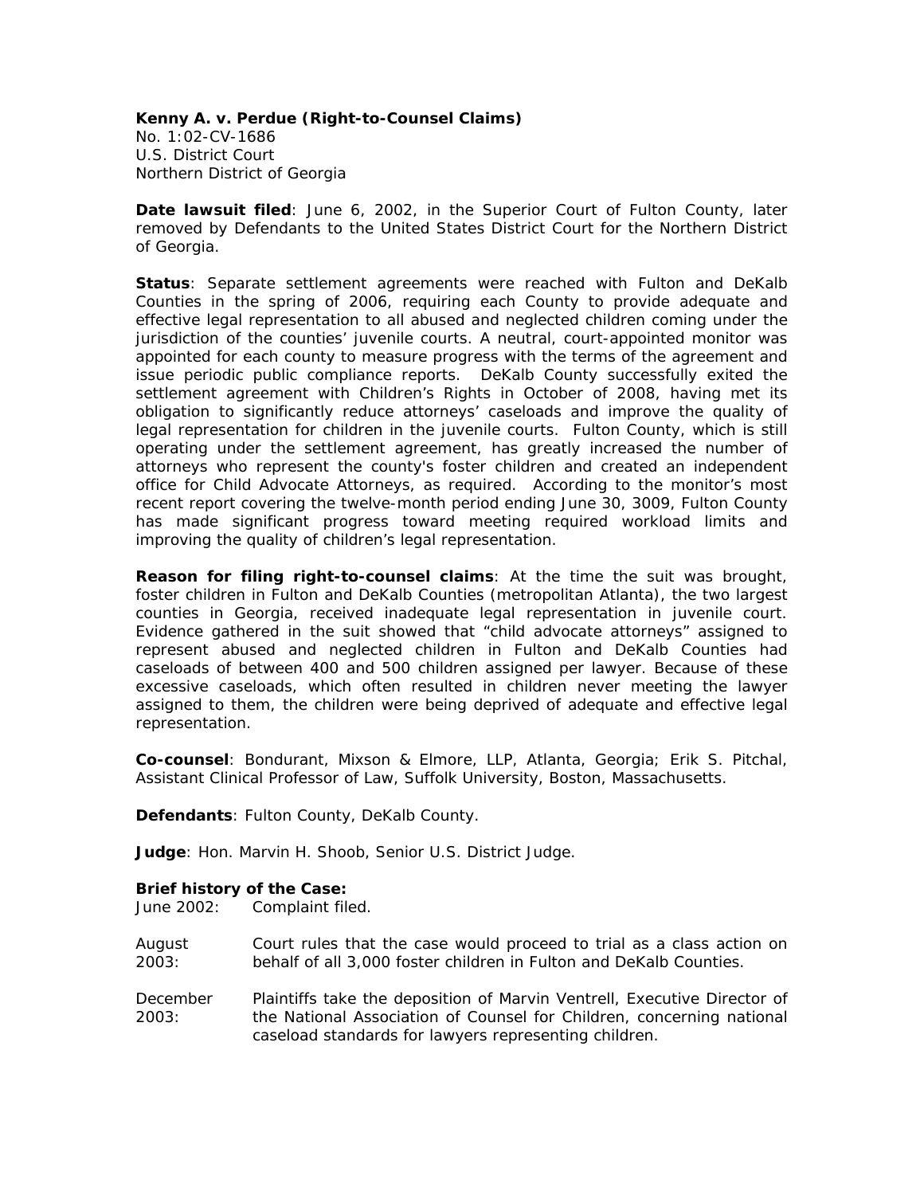**Kenny A. v. Perdue (Right-to-Counsel Claims)**
No. 1:02-CV-1686
U.S. District Court
Northern District of Georgia

**Date lawsuit filed**: June 6, 2002, in the Superior Court of Fulton County, later removed by Defendants to the United States District Court for the Northern District of Georgia.

**Status**: Separate settlement agreements were reached with Fulton and DeKalb Counties in the spring of 2006, requiring each County to provide adequate and effective legal representation to all abused and neglected children coming under the jurisdiction of the counties' juvenile courts. A neutral, court-appointed monitor was appointed for each county to measure progress with the terms of the agreement and issue periodic public compliance reports. DeKalb County successfully exited the settlement agreement with Children's Rights in October of 2008, having met its obligation to significantly reduce attorneys' caseloads and improve the quality of legal representation for children in the juvenile courts. Fulton County, which is still operating under the settlement agreement, has greatly increased the number of attorneys who represent the county's foster children and created an independent office for Child Advocate Attorneys, as required. According to the monitor's most recent report covering the twelve-month period ending June 30, 3009, Fulton County has made significant progress toward meeting required workload limits and improving the quality of children's legal representation.

**Reason for filing right-to-counsel claims**: At the time the suit was brought, foster children in Fulton and DeKalb Counties (metropolitan Atlanta), the two largest counties in Georgia, received inadequate legal representation in juvenile court. Evidence gathered in the suit showed that "child advocate attorneys" assigned to represent abused and neglected children in Fulton and DeKalb Counties had caseloads of between 400 and 500 children assigned per lawyer. Because of these excessive caseloads, which often resulted in children never meeting the lawyer assigned to them, the children were being deprived of adequate and effective legal representation.

**Co-counsel**: Bondurant, Mixson & Elmore, LLP, Atlanta, Georgia; Erik S. Pitchal, Assistant Clinical Professor of Law, Suffolk University, Boston, Massachusetts.

**Defendants**: Fulton County, DeKalb County.

**Judge**: Hon. Marvin H. Shoob, Senior U.S. District Judge.

**Brief history of the Case:**

June 2002: Complaint filed.

August 2003: Court rules that the case would proceed to trial as a class action on behalf of all 3,000 foster children in Fulton and DeKalb Counties.

December 2003: Plaintiffs take the deposition of Marvin Ventrell, Executive Director of the National Association of Counsel for Children, concerning national caseload standards for lawyers representing children.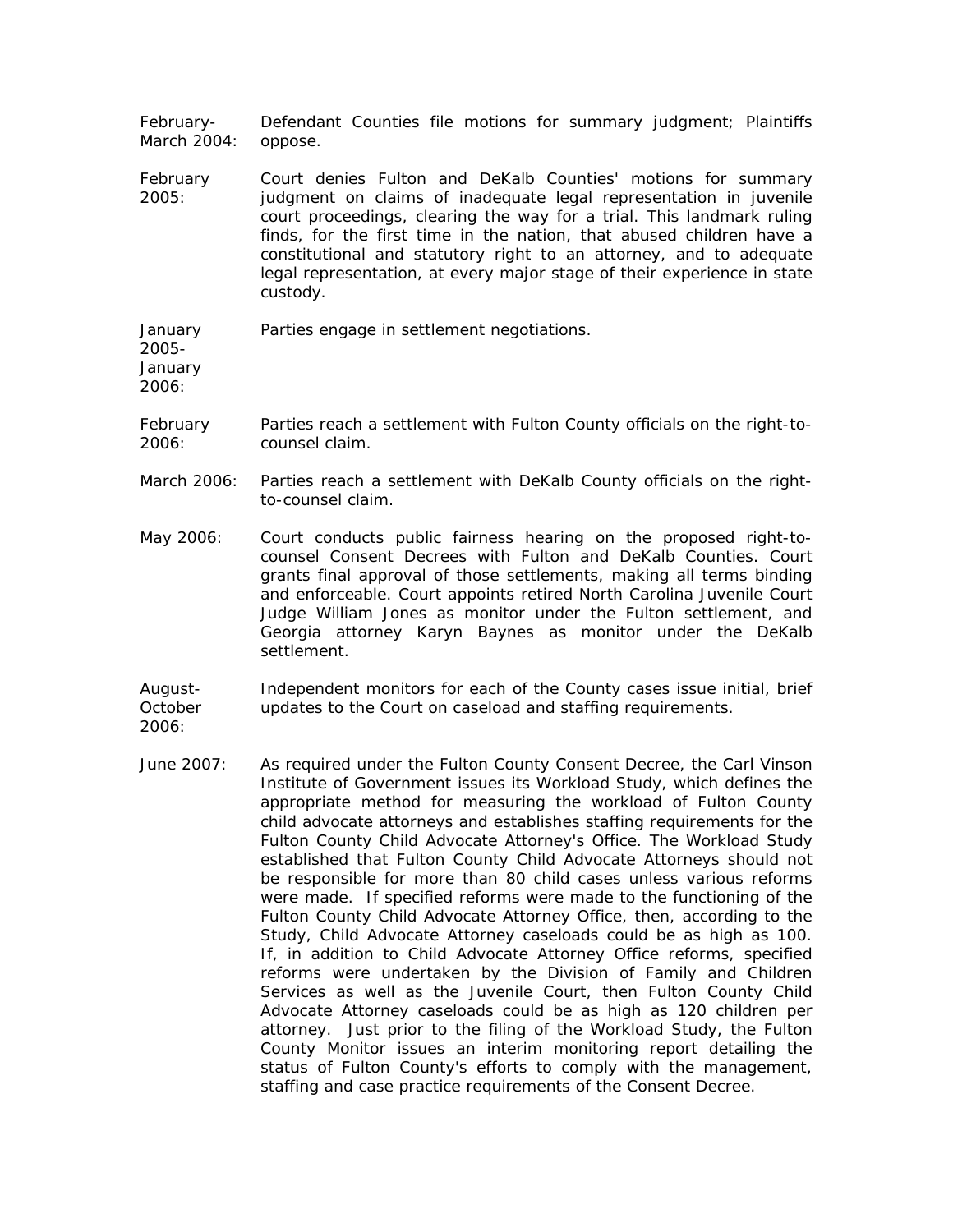February-March 2004: Defendant Counties file motions for summary judgment; Plaintiffs oppose.

February 2005: Court denies Fulton and DeKalb Counties' motions for summary judgment on claims of inadequate legal representation in juvenile court proceedings, clearing the way for a trial. This landmark ruling finds, for the first time in the nation, that abused children have a constitutional and statutory right to an attorney, and to adequate legal representation, at every major stage of their experience in state custody.

January 2005-January 2006: Parties engage in settlement negotiations.

February 2006: Parties reach a settlement with Fulton County officials on the right-to-counsel claim.

March 2006: Parties reach a settlement with DeKalb County officials on the right-to-counsel claim.

May 2006: Court conducts public fairness hearing on the proposed right-to-counsel Consent Decrees with Fulton and DeKalb Counties. Court grants final approval of those settlements, making all terms binding and enforceable. Court appoints retired North Carolina Juvenile Court Judge William Jones as monitor under the Fulton settlement, and Georgia attorney Karyn Baynes as monitor under the DeKalb settlement.

August-October 2006: Independent monitors for each of the County cases issue initial, brief updates to the Court on caseload and staffing requirements.

June 2007: As required under the Fulton County Consent Decree, the Carl Vinson Institute of Government issues its Workload Study, which defines the appropriate method for measuring the workload of Fulton County child advocate attorneys and establishes staffing requirements for the Fulton County Child Advocate Attorney's Office. The Workload Study established that Fulton County Child Advocate Attorneys should not be responsible for more than 80 child cases unless various reforms were made. If specified reforms were made to the functioning of the Fulton County Child Advocate Attorney Office, then, according to the Study, Child Advocate Attorney caseloads could be as high as 100. If, in addition to Child Advocate Attorney Office reforms, specified reforms were undertaken by the Division of Family and Children Services as well as the Juvenile Court, then Fulton County Child Advocate Attorney caseloads could be as high as 120 children per attorney. Just prior to the filing of the Workload Study, the Fulton County Monitor issues an interim monitoring report detailing the status of Fulton County's efforts to comply with the management, staffing and case practice requirements of the Consent Decree.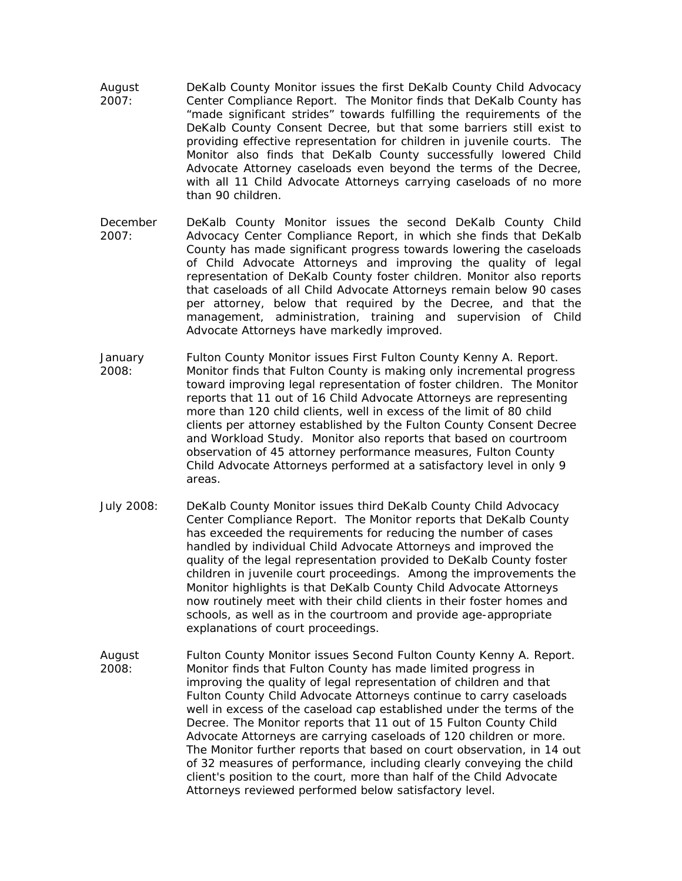August 2007: DeKalb County Monitor issues the first DeKalb County Child Advocacy Center Compliance Report. The Monitor finds that DeKalb County has "made significant strides" towards fulfilling the requirements of the DeKalb County Consent Decree, but that some barriers still exist to providing effective representation for children in juvenile courts. The Monitor also finds that DeKalb County successfully lowered Child Advocate Attorney caseloads even beyond the terms of the Decree, with all 11 Child Advocate Attorneys carrying caseloads of no more than 90 children.

December 2007: DeKalb County Monitor issues the second DeKalb County Child Advocacy Center Compliance Report, in which she finds that DeKalb County has made significant progress towards lowering the caseloads of Child Advocate Attorneys and improving the quality of legal representation of DeKalb County foster children. Monitor also reports that caseloads of all Child Advocate Attorneys remain below 90 cases per attorney, below that required by the Decree, and that the management, administration, training and supervision of Child Advocate Attorneys have markedly improved.

January 2008: Fulton County Monitor issues First Fulton County Kenny A. Report. Monitor finds that Fulton County is making only incremental progress toward improving legal representation of foster children. The Monitor reports that 11 out of 16 Child Advocate Attorneys are representing more than 120 child clients, well in excess of the limit of 80 child clients per attorney established by the Fulton County Consent Decree and Workload Study. Monitor also reports that based on courtroom observation of 45 attorney performance measures, Fulton County Child Advocate Attorneys performed at a satisfactory level in only 9 areas.

July 2008: DeKalb County Monitor issues third DeKalb County Child Advocacy Center Compliance Report. The Monitor reports that DeKalb County has exceeded the requirements for reducing the number of cases handled by individual Child Advocate Attorneys and improved the quality of the legal representation provided to DeKalb County foster children in juvenile court proceedings. Among the improvements the Monitor highlights is that DeKalb County Child Advocate Attorneys now routinely meet with their child clients in their foster homes and schools, as well as in the courtroom and provide age-appropriate explanations of court proceedings.

August 2008: Fulton County Monitor issues Second Fulton County Kenny A. Report. Monitor finds that Fulton County has made limited progress in improving the quality of legal representation of children and that Fulton County Child Advocate Attorneys continue to carry caseloads well in excess of the caseload cap established under the terms of the Decree. The Monitor reports that 11 out of 15 Fulton County Child Advocate Attorneys are carrying caseloads of 120 children or more. The Monitor further reports that based on court observation, in 14 out of 32 measures of performance, including clearly conveying the child client's position to the court, more than half of the Child Advocate Attorneys reviewed performed below satisfactory level.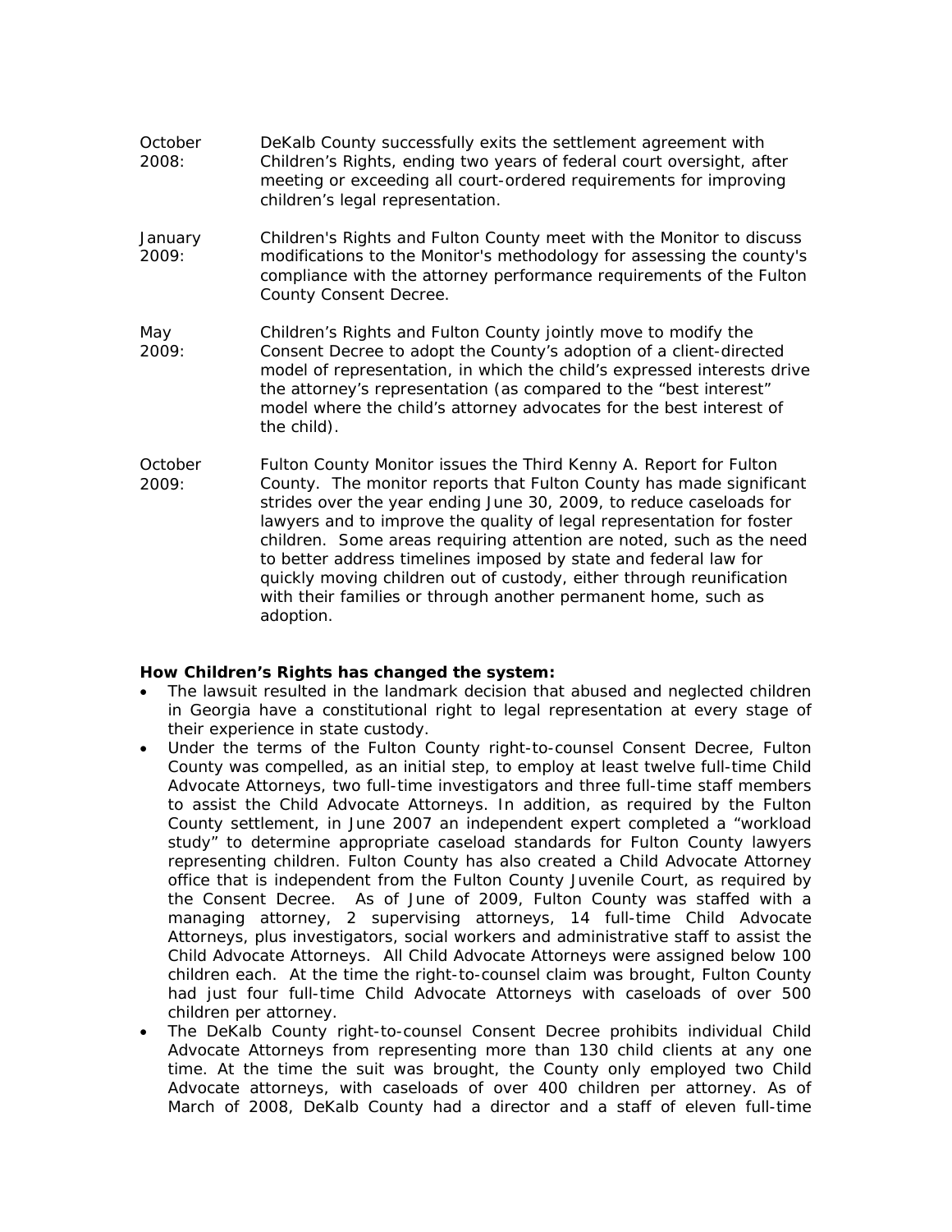**October 2008:** DeKalb County successfully exits the settlement agreement with Children's Rights, ending two years of federal court oversight, after meeting or exceeding all court-ordered requirements for improving children's legal representation.

**January 2009:** Children's Rights and Fulton County meet with the Monitor to discuss modifications to the Monitor's methodology for assessing the county's compliance with the attorney performance requirements of the Fulton County Consent Decree.

**May 2009:** Children's Rights and Fulton County jointly move to modify the Consent Decree to adopt the County's adoption of a client-directed model of representation, in which the child's expressed interests drive the attorney's representation (as compared to the "best interest" model where the child's attorney advocates for the best interest of the child).

**October 2009:** Fulton County Monitor issues the Third Kenny A. Report for Fulton County. The monitor reports that Fulton County has made significant strides over the year ending June 30, 2009, to reduce caseloads for lawyers and to improve the quality of legal representation for foster children. Some areas requiring attention are noted, such as the need to better address timelines imposed by state and federal law for quickly moving children out of custody, either through reunification with their families or through another permanent home, such as adoption.

**How Children's Rights has changed the system:**

- The lawsuit resulted in the landmark decision that abused and neglected children in Georgia have a constitutional right to legal representation at every stage of their experience in state custody.
- Under the terms of the Fulton County right-to-counsel Consent Decree, Fulton County was compelled, as an initial step, to employ at least twelve full-time Child Advocate Attorneys, two full-time investigators and three full-time staff members to assist the Child Advocate Attorneys. In addition, as required by the Fulton County settlement, in June 2007 an independent expert completed a "workload study" to determine appropriate caseload standards for Fulton County lawyers representing children. Fulton County has also created a Child Advocate Attorney office that is independent from the Fulton County Juvenile Court, as required by the Consent Decree. As of June of 2009, Fulton County was staffed with a managing attorney, 2 supervising attorneys, 14 full-time Child Advocate Attorneys, plus investigators, social workers and administrative staff to assist the Child Advocate Attorneys. All Child Advocate Attorneys were assigned below 100 children each. At the time the right-to-counsel claim was brought, Fulton County had just four full-time Child Advocate Attorneys with caseloads of over 500 children per attorney.
- The DeKalb County right-to-counsel Consent Decree prohibits individual Child Advocate Attorneys from representing more than 130 child clients at any one time. At the time the suit was brought, the County only employed two Child Advocate attorneys, with caseloads of over 400 children per attorney. As of March of 2008, DeKalb County had a director and a staff of eleven full-time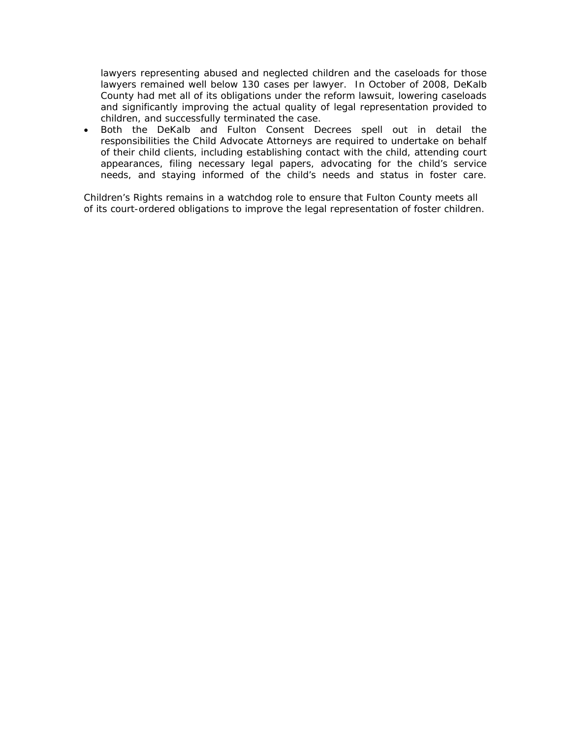lawyers representing abused and neglected children and the caseloads for those lawyers remained well below 130 cases per lawyer. In October of 2008, DeKalb County had met all of its obligations under the reform lawsuit, lowering caseloads and significantly improving the actual quality of legal representation provided to children, and successfully terminated the case.

- Both the DeKalb and Fulton Consent Decrees spell out in detail the responsibilities the Child Advocate Attorneys are required to undertake on behalf of their child clients, including establishing contact with the child, attending court appearances, filing necessary legal papers, advocating for the child's service needs, and staying informed of the child's needs and status in foster care.

Children's Rights remains in a watchdog role to ensure that Fulton County meets all of its court-ordered obligations to improve the legal representation of foster children.